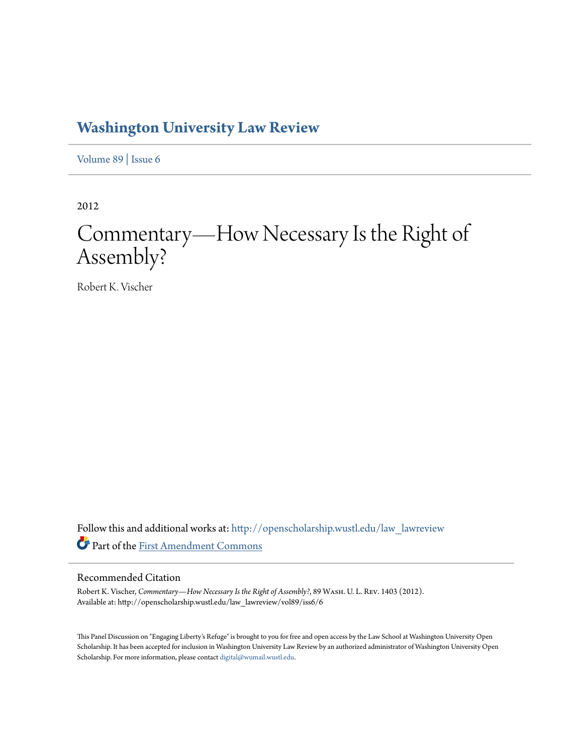# Washington University Law Review

Volume 89 | Issue 6

2012

# Commentary—How Necessary Is the Right of Assembly?

Robert K. Vischer

Follow this and additional works at: http://openscholarship.wustl.edu/law_lawreview

Part of the First Amendment Commons

## Recommended Citation

Robert K. Vischer, *Commentary—How Necessary Is the Right of Assembly?*, 89 Wash. U. L. Rev. 1403 (2012).
Available at: http://openscholarship.wustl.edu/law_lawreview/vol89/iss6/6

This Panel Discussion on "Engaging Liberty's Refuge" is brought to you for free and open access by the Law School at Washington University Open Scholarship. It has been accepted for inclusion in Washington University Law Review by an authorized administrator of Washington University Open Scholarship. For more information, please contact digital@wumail.wustl.edu.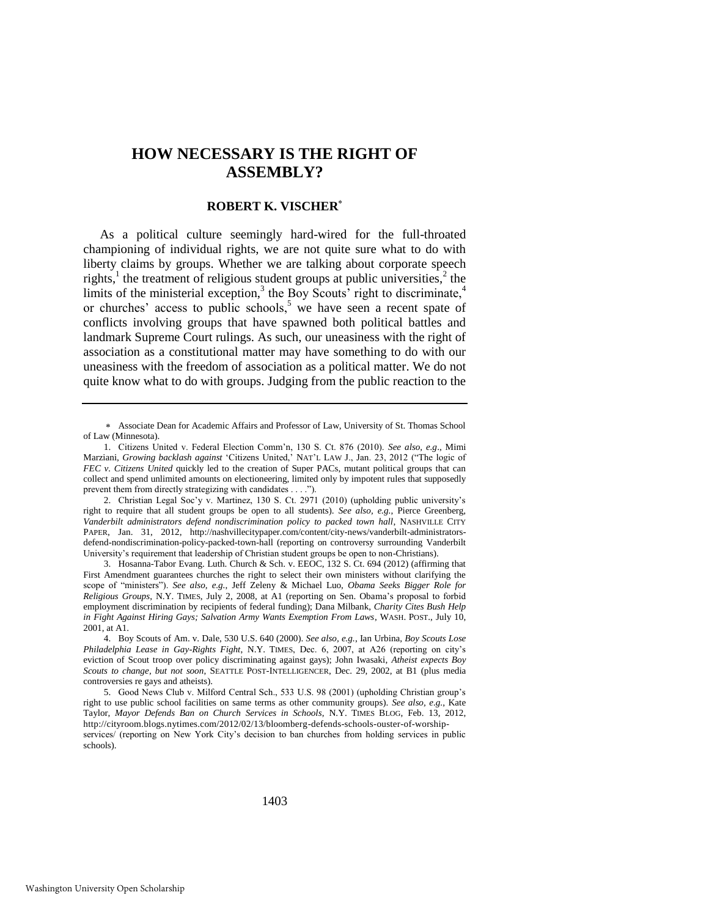# HOW NECESSARY IS THE RIGHT OF ASSEMBLY?

**ROBERT K. VISCHER**[*]

As a political culture seemingly hard-wired for the full-throated championing of individual rights, we are not quite sure what to do with liberty claims by groups. Whether we are talking about corporate speech rights,[1] the treatment of religious student groups at public universities,[2] the limits of the ministerial exception,[3] the Boy Scouts' right to discriminate,[4] or churches' access to public schools,[5] we have seen a recent spate of conflicts involving groups that have spawned both political battles and landmark Supreme Court rulings. As such, our uneasiness with the right of association as a constitutional matter may have something to do with our uneasiness with the freedom of association as a political matter. We do not quite know what to do with groups. Judging from the public reaction to the

---

[*] Associate Dean for Academic Affairs and Professor of Law, University of St. Thomas School of Law (Minnesota).

1. Citizens United v. Federal Election Comm'n, 130 S. Ct. 876 (2010). *See also, e.g*., Mimi Marziani, *Growing backlash against* 'Citizens United,' NAT'L LAW J., Jan. 23, 2012 ("The logic of *FEC v. Citizens United* quickly led to the creation of Super PACs, mutant political groups that can collect and spend unlimited amounts on electioneering, limited only by impotent rules that supposedly prevent them from directly strategizing with candidates . . . .").

2. Christian Legal Soc'y v. Martinez, 130 S. Ct. 2971 (2010) (upholding public university's right to require that all student groups be open to all students). *See also, e.g.*, Pierce Greenberg, *Vanderbilt administrators defend nondiscrimination policy to packed town hall*, NASHVILLE CITY PAPER, Jan. 31, 2012, http://nashvillecitypaper.com/content/city-news/vanderbilt-administrators-defend-nondiscrimination-policy-packed-town-hall (reporting on controversy surrounding Vanderbilt University's requirement that leadership of Christian student groups be open to non-Christians).

3. Hosanna-Tabor Evang. Luth. Church & Sch. v. EEOC, 132 S. Ct. 694 (2012) (affirming that First Amendment guarantees churches the right to select their own ministers without clarifying the scope of "ministers"). *See also, e.g.*, Jeff Zeleny & Michael Luo, *Obama Seeks Bigger Role for Religious Groups*, N.Y. TIMES, July 2, 2008, at A1 (reporting on Sen. Obama's proposal to forbid employment discrimination by recipients of federal funding); Dana Milbank, *Charity Cites Bush Help in Fight Against Hiring Gays; Salvation Army Wants Exemption From Laws*, WASH. POST., July 10, 2001, at A1.

4. Boy Scouts of Am. v. Dale, 530 U.S. 640 (2000). *See also, e.g.*, Ian Urbina, *Boy Scouts Lose Philadelphia Lease in Gay-Rights Fight*, N.Y. TIMES, Dec. 6, 2007, at A26 (reporting on city's eviction of Scout troop over policy discriminating against gays); John Iwasaki, *Atheist expects Boy Scouts to change, but not soon*, SEATTLE POST-INTELLIGENCER, Dec. 29, 2002, at B1 (plus media controversies re gays and atheists).

5. Good News Club v. Milford Central Sch., 533 U.S. 98 (2001) (upholding Christian group's right to use public school facilities on same terms as other community groups). *See also, e.g.*, Kate Taylor, *Mayor Defends Ban on Church Services in Schools*, N.Y. TIMES BLOG, Feb. 13, 2012, http://cityroom.blogs.nytimes.com/2012/02/13/bloomberg-defends-schools-ouster-of-worship-services/ (reporting on New York City's decision to ban churches from holding services in public schools).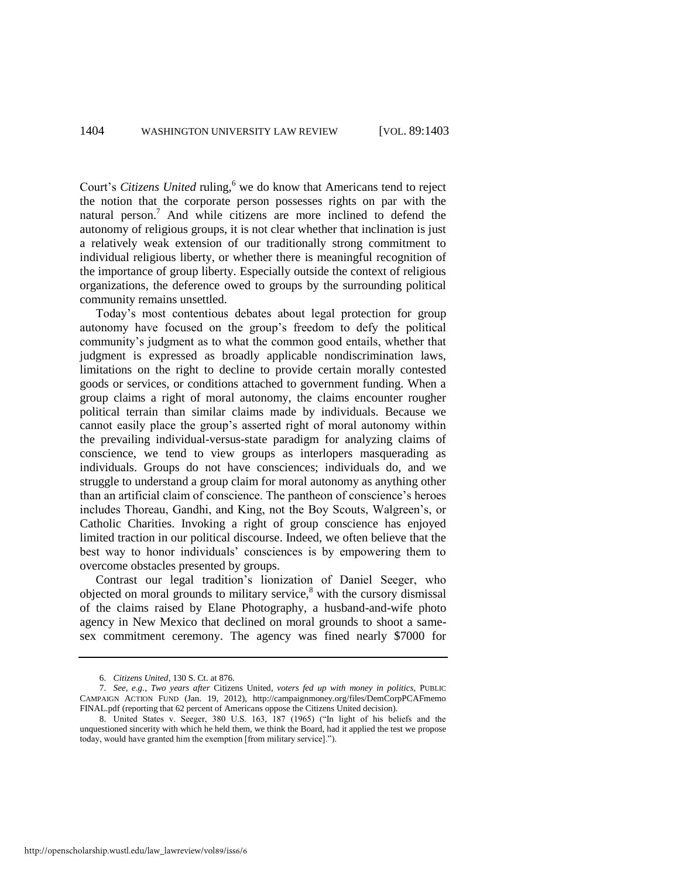Court's *Citizens United* ruling,[6] we do know that Americans tend to reject the notion that the corporate person possesses rights on par with the natural person.[7] And while citizens are more inclined to defend the autonomy of religious groups, it is not clear whether that inclination is just a relatively weak extension of our traditionally strong commitment to individual religious liberty, or whether there is meaningful recognition of the importance of group liberty. Especially outside the context of religious organizations, the deference owed to groups by the surrounding political community remains unsettled.

Today's most contentious debates about legal protection for group autonomy have focused on the group's freedom to defy the political community's judgment as to what the common good entails, whether that judgment is expressed as broadly applicable nondiscrimination laws, limitations on the right to decline to provide certain morally contested goods or services, or conditions attached to government funding. When a group claims a right of moral autonomy, the claims encounter rougher political terrain than similar claims made by individuals. Because we cannot easily place the group's asserted right of moral autonomy within the prevailing individual-versus-state paradigm for analyzing claims of conscience, we tend to view groups as interlopers masquerading as individuals. Groups do not have consciences; individuals do, and we struggle to understand a group claim for moral autonomy as anything other than an artificial claim of conscience. The pantheon of conscience's heroes includes Thoreau, Gandhi, and King, not the Boy Scouts, Walgreen's, or Catholic Charities. Invoking a right of group conscience has enjoyed limited traction in our political discourse. Indeed, we often believe that the best way to honor individuals' consciences is by empowering them to overcome obstacles presented by groups.

Contrast our legal tradition's lionization of Daniel Seeger, who objected on moral grounds to military service,[8] with the cursory dismissal of the claims raised by Elane Photography, a husband-and-wife photo agency in New Mexico that declined on moral grounds to shoot a same-sex commitment ceremony. The agency was fined nearly $7000 for

---

6. *Citizens United*, 130 S. Ct. at 876.

7. *See, e.g.*, *Two years after* Citizens United*, voters fed up with money in politics*, PUBLIC CAMPAIGN ACTION FUND (Jan. 19, 2012), http://campaignmoney.org/files/DemCorpPCAFmemo FINAL.pdf (reporting that 62 percent of Americans oppose the Citizens United decision).

8. United States v. Seeger, 380 U.S. 163, 187 (1965) ("In light of his beliefs and the unquestioned sincerity with which he held them, we think the Board, had it applied the test we propose today, would have granted him the exemption [from military service].").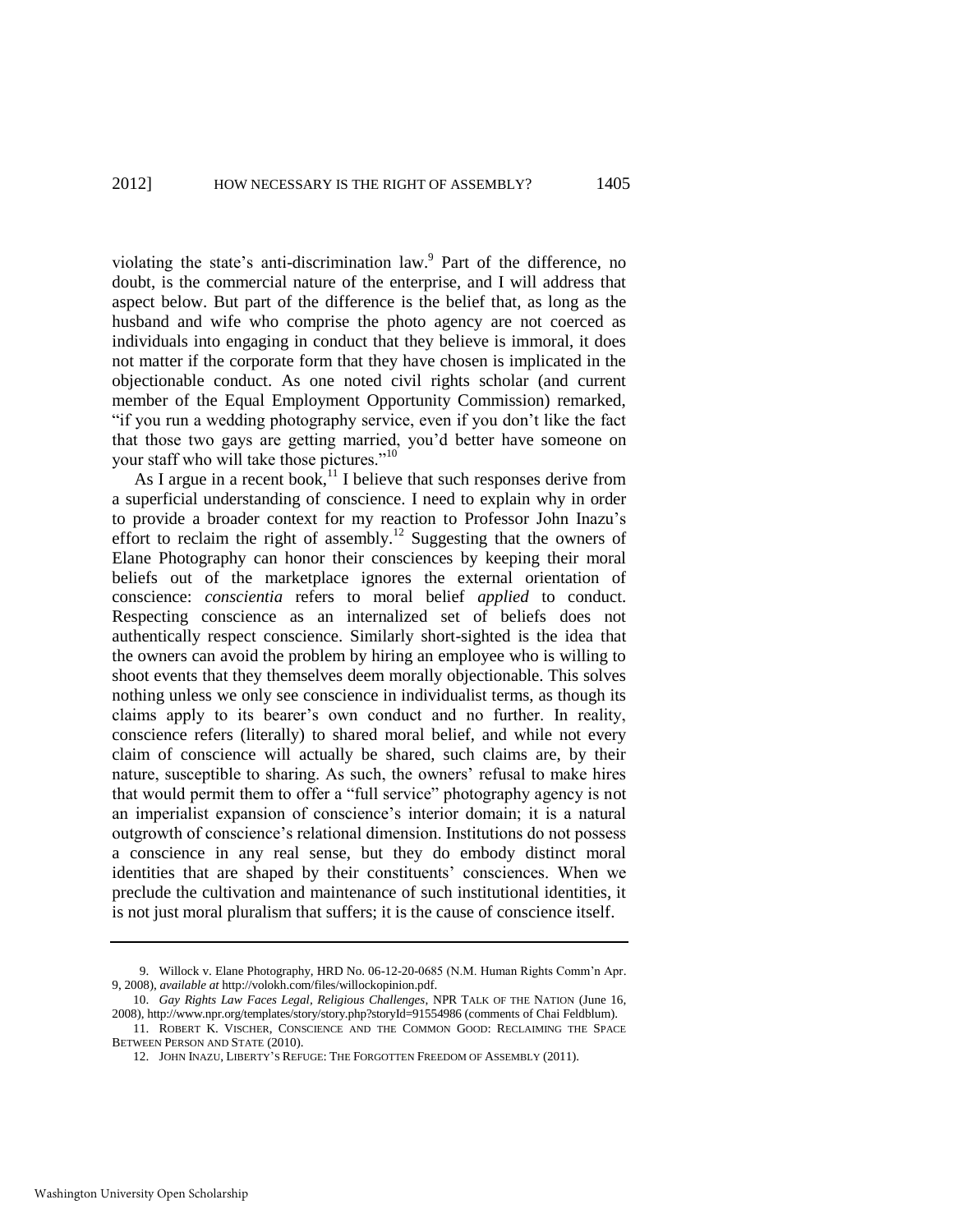violating the state's anti-discrimination law.[9] Part of the difference, no doubt, is the commercial nature of the enterprise, and I will address that aspect below. But part of the difference is the belief that, as long as the husband and wife who comprise the photo agency are not coerced as individuals into engaging in conduct that they believe is immoral, it does not matter if the corporate form that they have chosen is implicated in the objectionable conduct. As one noted civil rights scholar (and current member of the Equal Employment Opportunity Commission) remarked, "if you run a wedding photography service, even if you don't like the fact that those two gays are getting married, you'd better have someone on your staff who will take those pictures."[10]

As I argue in a recent book,[11] I believe that such responses derive from a superficial understanding of conscience. I need to explain why in order to provide a broader context for my reaction to Professor John Inazu's effort to reclaim the right of assembly.[12] Suggesting that the owners of Elane Photography can honor their consciences by keeping their moral beliefs out of the marketplace ignores the external orientation of conscience: *conscientia* refers to moral belief *applied* to conduct. Respecting conscience as an internalized set of beliefs does not authentically respect conscience. Similarly short-sighted is the idea that the owners can avoid the problem by hiring an employee who is willing to shoot events that they themselves deem morally objectionable. This solves nothing unless we only see conscience in individualist terms, as though its claims apply to its bearer's own conduct and no further. In reality, conscience refers (literally) to shared moral belief, and while not every claim of conscience will actually be shared, such claims are, by their nature, susceptible to sharing. As such, the owners' refusal to make hires that would permit them to offer a "full service" photography agency is not an imperialist expansion of conscience's interior domain; it is a natural outgrowth of conscience's relational dimension. Institutions do not possess a conscience in any real sense, but they do embody distinct moral identities that are shaped by their constituents' consciences. When we preclude the cultivation and maintenance of such institutional identities, it is not just moral pluralism that suffers; it is the cause of conscience itself.

---

9. Willock v. Elane Photography, HRD No. 06-12-20-0685 (N.M. Human Rights Comm'n Apr. 9, 2008), *available at* http://volokh.com/files/willockopinion.pdf.

10. *Gay Rights Law Faces Legal, Religious Challenges*, NPR TALK OF THE NATION (June 16, 2008), http://www.npr.org/templates/story/story.php?storyId=91554986 (comments of Chai Feldblum).

11. ROBERT K. VISCHER, CONSCIENCE AND THE COMMON GOOD: RECLAIMING THE SPACE BETWEEN PERSON AND STATE (2010).

12. JOHN INAZU, LIBERTY'S REFUGE: THE FORGOTTEN FREEDOM OF ASSEMBLY (2011).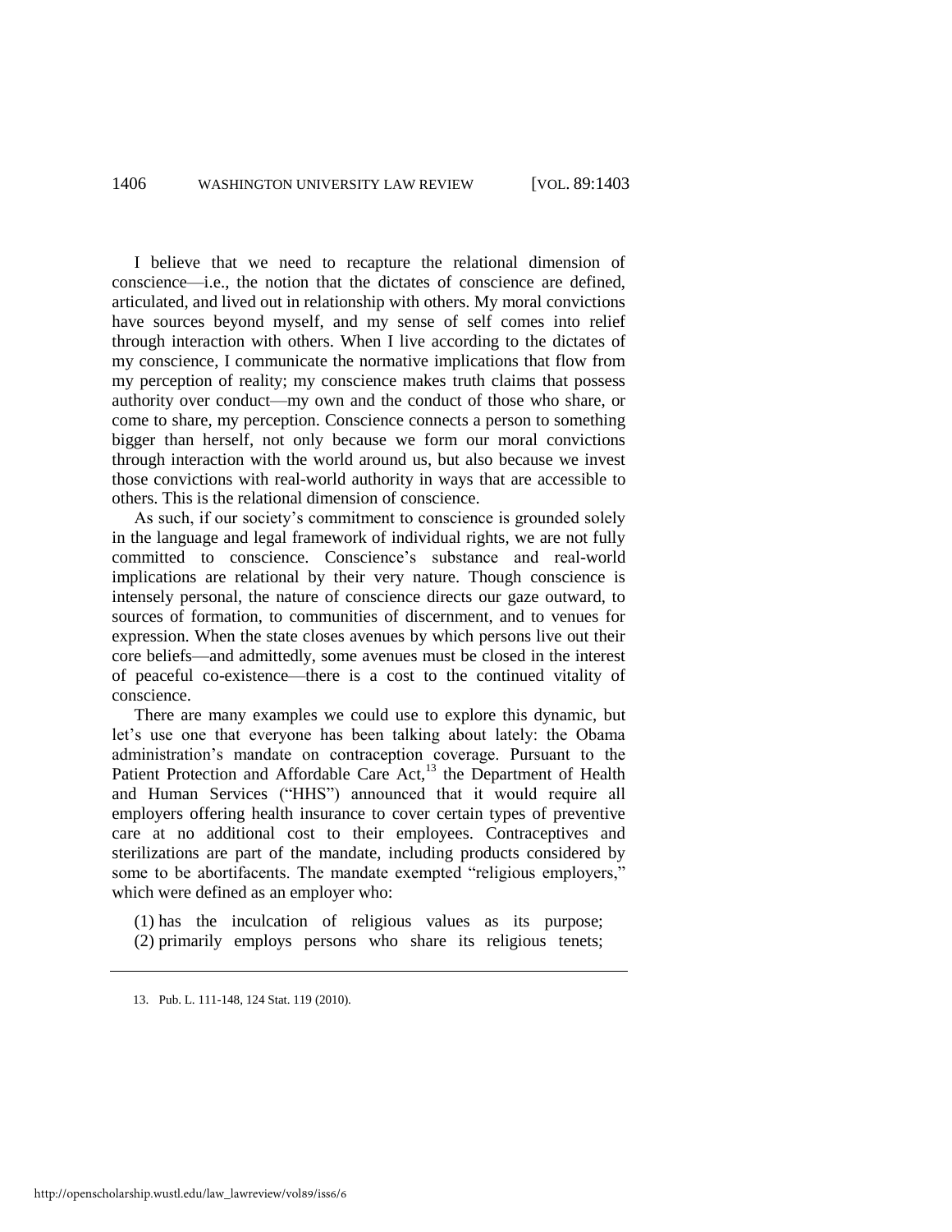I believe that we need to recapture the relational dimension of conscience—i.e., the notion that the dictates of conscience are defined, articulated, and lived out in relationship with others. My moral convictions have sources beyond myself, and my sense of self comes into relief through interaction with others. When I live according to the dictates of my conscience, I communicate the normative implications that flow from my perception of reality; my conscience makes truth claims that possess authority over conduct—my own and the conduct of those who share, or come to share, my perception. Conscience connects a person to something bigger than herself, not only because we form our moral convictions through interaction with the world around us, but also because we invest those convictions with real-world authority in ways that are accessible to others. This is the relational dimension of conscience.

As such, if our society's commitment to conscience is grounded solely in the language and legal framework of individual rights, we are not fully committed to conscience. Conscience's substance and real-world implications are relational by their very nature. Though conscience is intensely personal, the nature of conscience directs our gaze outward, to sources of formation, to communities of discernment, and to venues for expression. When the state closes avenues by which persons live out their core beliefs—and admittedly, some avenues must be closed in the interest of peaceful co-existence—there is a cost to the continued vitality of conscience.

There are many examples we could use to explore this dynamic, but let's use one that everyone has been talking about lately: the Obama administration's mandate on contraception coverage. Pursuant to the Patient Protection and Affordable Care Act,[13] the Department of Health and Human Services ("HHS") announced that it would require all employers offering health insurance to cover certain types of preventive care at no additional cost to their employees. Contraceptives and sterilizations are part of the mandate, including products considered by some to be abortifacents. The mandate exempted "religious employers," which were defined as an employer who:

(1) has the inculcation of religious values as its purpose;
(2) primarily employs persons who share its religious tenets;

13. Pub. L. 111-148, 124 Stat. 119 (2010).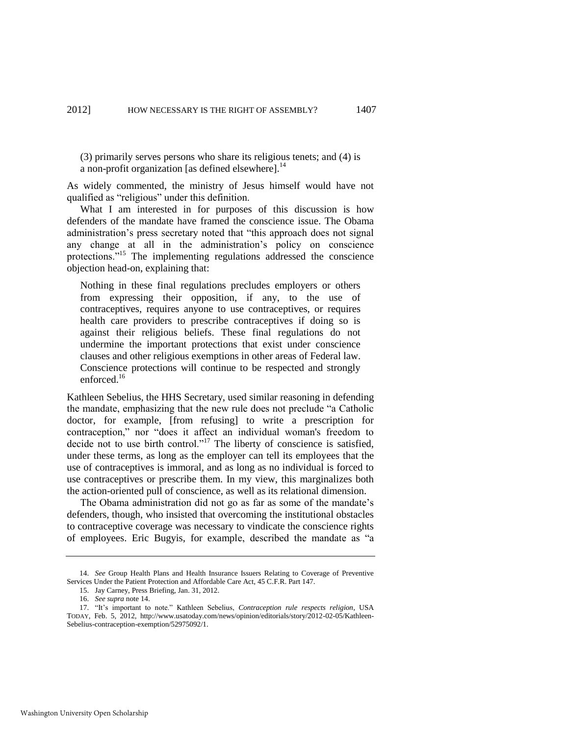(3) primarily serves persons who share its religious tenets; and (4) is a non-profit organization [as defined elsewhere].[14]

As widely commented, the ministry of Jesus himself would have not qualified as "religious" under this definition.

What I am interested in for purposes of this discussion is how defenders of the mandate have framed the conscience issue. The Obama administration's press secretary noted that "this approach does not signal any change at all in the administration's policy on conscience protections."[15] The implementing regulations addressed the conscience objection head-on, explaining that:

> Nothing in these final regulations precludes employers or others from expressing their opposition, if any, to the use of contraceptives, requires anyone to use contraceptives, or requires health care providers to prescribe contraceptives if doing so is against their religious beliefs. These final regulations do not undermine the important protections that exist under conscience clauses and other religious exemptions in other areas of Federal law. Conscience protections will continue to be respected and strongly enforced.[16]

Kathleen Sebelius, the HHS Secretary, used similar reasoning in defending the mandate, emphasizing that the new rule does not preclude "a Catholic doctor, for example, [from refusing] to write a prescription for contraception," nor "does it affect an individual woman's freedom to decide not to use birth control."[17] The liberty of conscience is satisfied, under these terms, as long as the employer can tell its employees that the use of contraceptives is immoral, and as long as no individual is forced to use contraceptives or prescribe them. In my view, this marginalizes both the action-oriented pull of conscience, as well as its relational dimension.

The Obama administration did not go as far as some of the mandate's defenders, though, who insisted that overcoming the institutional obstacles to contraceptive coverage was necessary to vindicate the conscience rights of employees. Eric Bugyis, for example, described the mandate as "a

---

14. *See* Group Health Plans and Health Insurance Issuers Relating to Coverage of Preventive Services Under the Patient Protection and Affordable Care Act, 45 C.F.R. Part 147.

15. Jay Carney, Press Briefing, Jan. 31, 2012.

16. *See supra* note 14.

17. "It's important to note." Kathleen Sebelius, *Contraception rule respects religion*, USA TODAY, Feb. 5, 2012, http://www.usatoday.com/news/opinion/editorials/story/2012-02-05/Kathleen-Sebelius-contraception-exemption/52975092/1.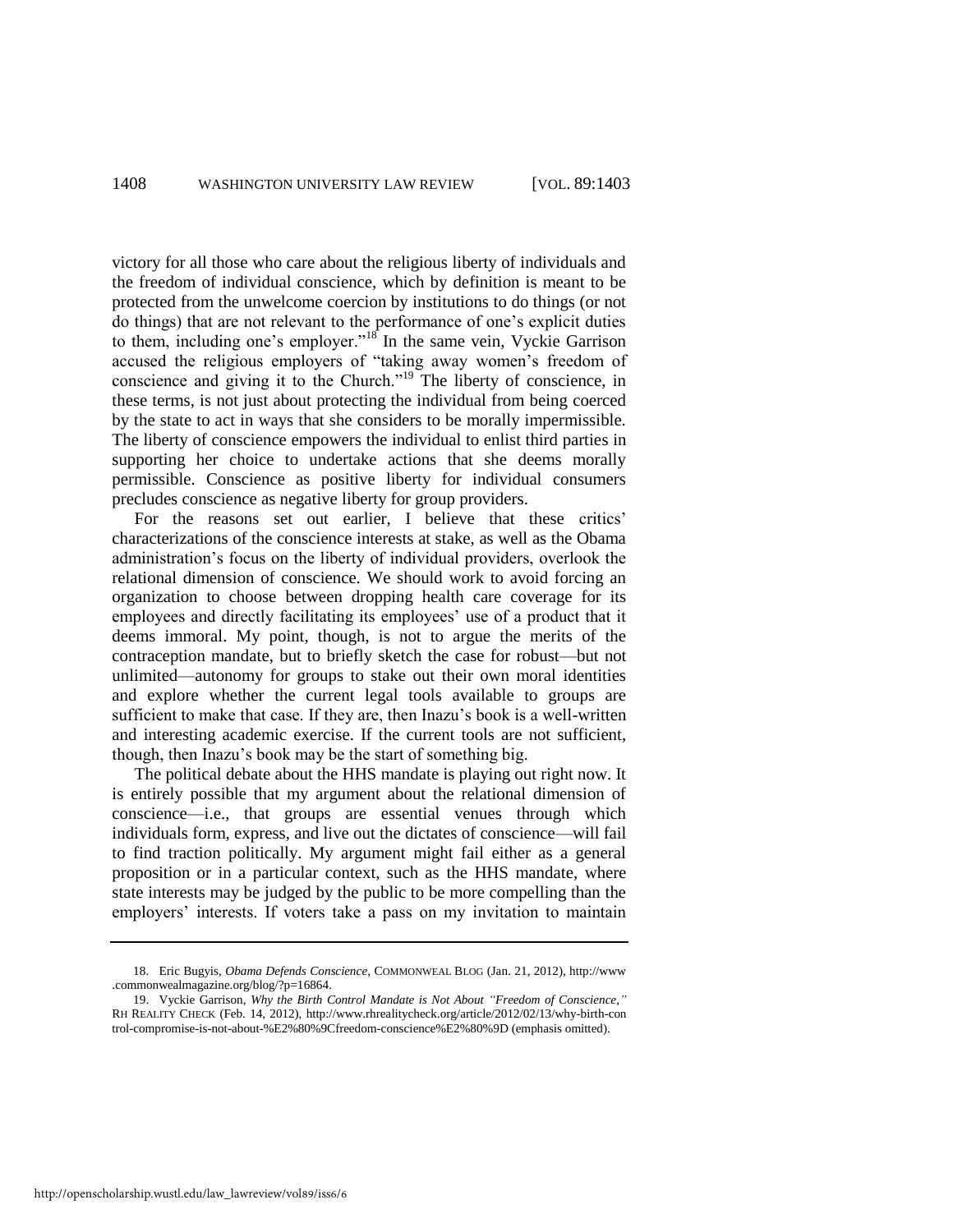victory for all those who care about the religious liberty of individuals and the freedom of individual conscience, which by definition is meant to be protected from the unwelcome coercion by institutions to do things (or not do things) that are not relevant to the performance of one's explicit duties to them, including one's employer."[18] In the same vein, Vyckie Garrison accused the religious employers of "taking away women's freedom of conscience and giving it to the Church."[19] The liberty of conscience, in these terms, is not just about protecting the individual from being coerced by the state to act in ways that she considers to be morally impermissible. The liberty of conscience empowers the individual to enlist third parties in supporting her choice to undertake actions that she deems morally permissible. Conscience as positive liberty for individual consumers precludes conscience as negative liberty for group providers.

For the reasons set out earlier, I believe that these critics' characterizations of the conscience interests at stake, as well as the Obama administration's focus on the liberty of individual providers, overlook the relational dimension of conscience. We should work to avoid forcing an organization to choose between dropping health care coverage for its employees and directly facilitating its employees' use of a product that it deems immoral. My point, though, is not to argue the merits of the contraception mandate, but to briefly sketch the case for robust—but not unlimited—autonomy for groups to stake out their own moral identities and explore whether the current legal tools available to groups are sufficient to make that case. If they are, then Inazu's book is a well-written and interesting academic exercise. If the current tools are not sufficient, though, then Inazu's book may be the start of something big.

The political debate about the HHS mandate is playing out right now. It is entirely possible that my argument about the relational dimension of conscience—i.e., that groups are essential venues through which individuals form, express, and live out the dictates of conscience—will fail to find traction politically. My argument might fail either as a general proposition or in a particular context, such as the HHS mandate, where state interests may be judged by the public to be more compelling than the employers' interests. If voters take a pass on my invitation to maintain

---

18. Eric Bugyis, *Obama Defends Conscience*, COMMONWEAL BLOG (Jan. 21, 2012), http://www.commonwealmagazine.org/blog/?p=16864.

19. Vyckie Garrison, *Why the Birth Control Mandate is Not About "Freedom of Conscience*,*"* RH REALITY CHECK (Feb. 14, 2012), http://www.rhrealitycheck.org/article/2012/02/13/why-birth-control-compromise-is-not-about-%E2%80%9Cfreedom-conscience%E2%80%9D (emphasis omitted).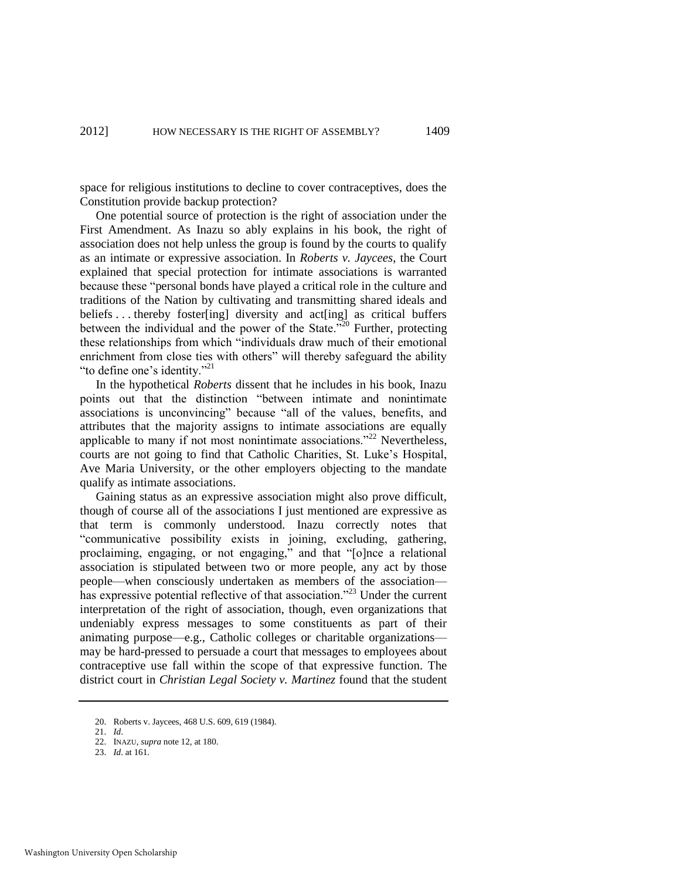space for religious institutions to decline to cover contraceptives, does the Constitution provide backup protection?

One potential source of protection is the right of association under the First Amendment. As Inazu so ably explains in his book, the right of association does not help unless the group is found by the courts to qualify as an intimate or expressive association. In *Roberts v. Jaycees*, the Court explained that special protection for intimate associations is warranted because these "personal bonds have played a critical role in the culture and traditions of the Nation by cultivating and transmitting shared ideals and beliefs . . . thereby foster[ing] diversity and act[ing] as critical buffers between the individual and the power of the State."[20] Further, protecting these relationships from which "individuals draw much of their emotional enrichment from close ties with others" will thereby safeguard the ability "to define one's identity."[21]

In the hypothetical *Roberts* dissent that he includes in his book, Inazu points out that the distinction "between intimate and nonintimate associations is unconvincing" because "all of the values, benefits, and attributes that the majority assigns to intimate associations are equally applicable to many if not most nonintimate associations."[22] Nevertheless, courts are not going to find that Catholic Charities, St. Luke's Hospital, Ave Maria University, or the other employers objecting to the mandate qualify as intimate associations.

Gaining status as an expressive association might also prove difficult, though of course all of the associations I just mentioned are expressive as that term is commonly understood. Inazu correctly notes that "communicative possibility exists in joining, excluding, gathering, proclaiming, engaging, or not engaging," and that "[o]nce a relational association is stipulated between two or more people, any act by those people—when consciously undertaken as members of the association—has expressive potential reflective of that association."[23] Under the current interpretation of the right of association, though, even organizations that undeniably express messages to some constituents as part of their animating purpose—e.g., Catholic colleges or charitable organizations—may be hard-pressed to persuade a court that messages to employees about contraceptive use fall within the scope of that expressive function. The district court in *Christian Legal Society v. Martinez* found that the student

---

20. Roberts v. Jaycees, 468 U.S. 609, 619 (1984).

21. *Id*.

22. INAZU, *supra* note 12, at 180.

23. *Id*. at 161.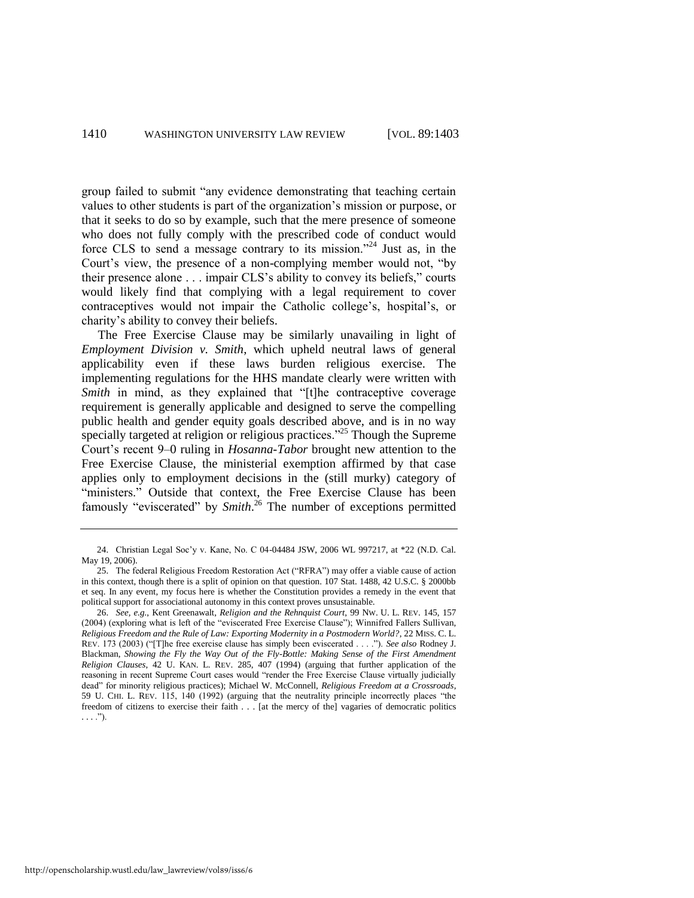group failed to submit "any evidence demonstrating that teaching certain values to other students is part of the organization's mission or purpose, or that it seeks to do so by example, such that the mere presence of someone who does not fully comply with the prescribed code of conduct would force CLS to send a message contrary to its mission."[24] Just as, in the Court's view, the presence of a non-complying member would not, "by their presence alone . . . impair CLS's ability to convey its beliefs," courts would likely find that complying with a legal requirement to cover contraceptives would not impair the Catholic college's, hospital's, or charity's ability to convey their beliefs.

The Free Exercise Clause may be similarly unavailing in light of *Employment Division v. Smith*, which upheld neutral laws of general applicability even if these laws burden religious exercise. The implementing regulations for the HHS mandate clearly were written with *Smith* in mind, as they explained that "[t]he contraceptive coverage requirement is generally applicable and designed to serve the compelling public health and gender equity goals described above, and is in no way specially targeted at religion or religious practices."[25] Though the Supreme Court's recent 9–0 ruling in *Hosanna-Tabor* brought new attention to the Free Exercise Clause, the ministerial exemption affirmed by that case applies only to employment decisions in the (still murky) category of "ministers." Outside that context, the Free Exercise Clause has been famously "eviscerated" by *Smith*.[26] The number of exceptions permitted

---

24. Christian Legal Soc'y v. Kane, No. C 04-04484 JSW, 2006 WL 997217, at *22 (N.D. Cal. May 19, 2006).

25. The federal Religious Freedom Restoration Act ("RFRA") may offer a viable cause of action in this context, though there is a split of opinion on that question. 107 Stat. 1488, 42 U.S.C. § 2000bb et seq. In any event, my focus here is whether the Constitution provides a remedy in the event that political support for associational autonomy in this context proves unsustainable.

26. *See, e.g.*, Kent Greenawalt, *Religion and the Rehnquist Court*, 99 NW. U. L. REV. 145, 157 (2004) (exploring what is left of the "eviscerated Free Exercise Clause"); Winnifred Fallers Sullivan, *Religious Freedom and the Rule of Law: Exporting Modernity in a Postmodern World?*, 22 MISS. C. L. REV. 173 (2003) ("[T]he free exercise clause has simply been eviscerated . . . ."). *See also* Rodney J. Blackman, *Showing the Fly the Way Out of the Fly-Bottle: Making Sense of the First Amendment Religion Clauses*, 42 U. KAN. L. REV. 285, 407 (1994) (arguing that further application of the reasoning in recent Supreme Court cases would "render the Free Exercise Clause virtually judicially dead" for minority religious practices); Michael W. McConnell, *Religious Freedom at a Crossroads*, 59 U. CHI. L. REV. 115, 140 (1992) (arguing that the neutrality principle incorrectly places "the freedom of citizens to exercise their faith . . . [at the mercy of the] vagaries of democratic politics . . . .").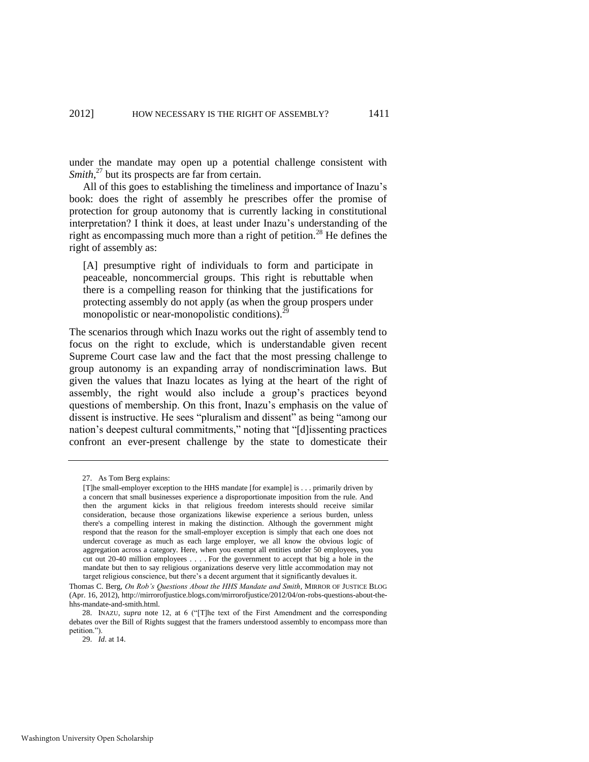under the mandate may open up a potential challenge consistent with *Smith*,[27] but its prospects are far from certain.

All of this goes to establishing the timeliness and importance of Inazu's book: does the right of assembly he prescribes offer the promise of protection for group autonomy that is currently lacking in constitutional interpretation? I think it does, at least under Inazu's understanding of the right as encompassing much more than a right of petition.[28] He defines the right of assembly as:

> [A] presumptive right of individuals to form and participate in peaceable, noncommercial groups. This right is rebuttable when there is a compelling reason for thinking that the justifications for protecting assembly do not apply (as when the group prospers under monopolistic or near-monopolistic conditions).[29]

The scenarios through which Inazu works out the right of assembly tend to focus on the right to exclude, which is understandable given recent Supreme Court case law and the fact that the most pressing challenge to group autonomy is an expanding array of nondiscrimination laws. But given the values that Inazu locates as lying at the heart of the right of assembly, the right would also include a group's practices beyond questions of membership. On this front, Inazu's emphasis on the value of dissent is instructive. He sees "pluralism and dissent" as being "among our nation's deepest cultural commitments," noting that "[d]issenting practices confront an ever-present challenge by the state to domesticate their

---

27. As Tom Berg explains:

> [T]he small-employer exception to the HHS mandate [for example] is . . . primarily driven by a concern that small businesses experience a disproportionate imposition from the rule. And then the argument kicks in that religious freedom interests should receive similar consideration, because those organizations likewise experience a serious burden, unless there's a compelling interest in making the distinction. Although the government might respond that the reason for the small-employer exception is simply that each one does not undercut coverage as much as each large employer, we all know the obvious logic of aggregation across a category. Here, when you exempt all entities under 50 employees, you cut out 20-40 million employees . . . . For the government to accept that big a hole in the mandate but then to say religious organizations deserve very little accommodation may not target religious conscience, but there's a decent argument that it significantly devalues it.

Thomas C. Berg, *On Rob's Questions About the HHS Mandate and Smith*, MIRROR OF JUSTICE BLOG (Apr. 16, 2012), http://mirrorofjustice.blogs.com/mirrorofjustice/2012/04/on-robs-questions-about-the-hhs-mandate-and-smith.html.

28. INAZU, *supra* note 12, at 6 ("[T]he text of the First Amendment and the corresponding debates over the Bill of Rights suggest that the framers understood assembly to encompass more than petition.").

29. *Id*. at 14.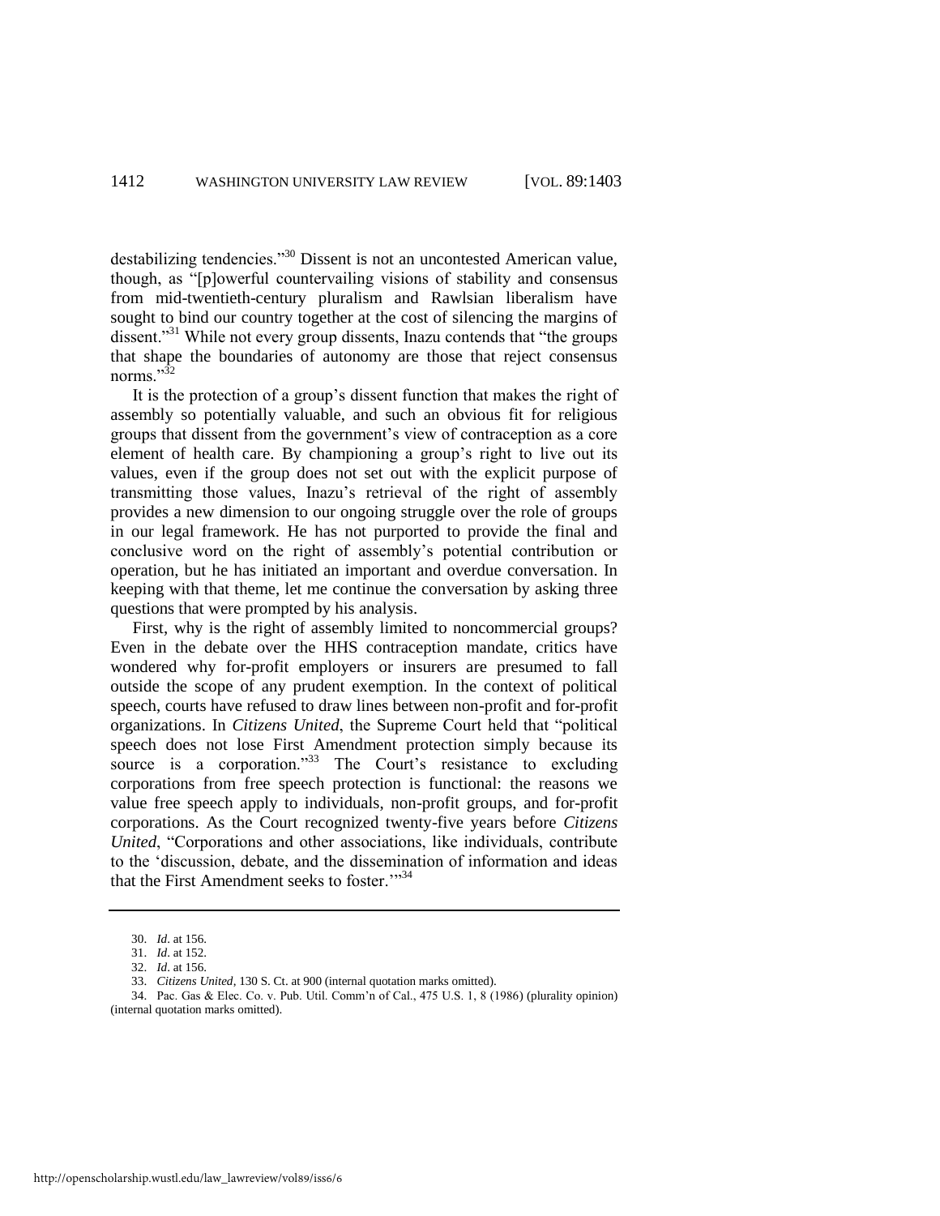destabilizing tendencies."[30] Dissent is not an uncontested American value, though, as "[p]owerful countervailing visions of stability and consensus from mid-twentieth-century pluralism and Rawlsian liberalism have sought to bind our country together at the cost of silencing the margins of dissent."[31] While not every group dissents, Inazu contends that "the groups that shape the boundaries of autonomy are those that reject consensus norms."[32]

It is the protection of a group's dissent function that makes the right of assembly so potentially valuable, and such an obvious fit for religious groups that dissent from the government's view of contraception as a core element of health care. By championing a group's right to live out its values, even if the group does not set out with the explicit purpose of transmitting those values, Inazu's retrieval of the right of assembly provides a new dimension to our ongoing struggle over the role of groups in our legal framework. He has not purported to provide the final and conclusive word on the right of assembly's potential contribution or operation, but he has initiated an important and overdue conversation. In keeping with that theme, let me continue the conversation by asking three questions that were prompted by his analysis.

First, why is the right of assembly limited to noncommercial groups? Even in the debate over the HHS contraception mandate, critics have wondered why for-profit employers or insurers are presumed to fall outside the scope of any prudent exemption. In the context of political speech, courts have refused to draw lines between non-profit and for-profit organizations. In *Citizens United*, the Supreme Court held that "political speech does not lose First Amendment protection simply because its source is a corporation."[33] The Court's resistance to excluding corporations from free speech protection is functional: the reasons we value free speech apply to individuals, non-profit groups, and for-profit corporations. As the Court recognized twenty-five years before *Citizens United*, "Corporations and other associations, like individuals, contribute to the 'discussion, debate, and the dissemination of information and ideas that the First Amendment seeks to foster.'"[34]

---

30. *Id*. at 156.

31. *Id*. at 152.

32. *Id*. at 156.

33. *Citizens United*, 130 S. Ct. at 900 (internal quotation marks omitted).

34. Pac. Gas & Elec. Co. v. Pub. Util. Comm'n of Cal., 475 U.S. 1, 8 (1986) (plurality opinion) (internal quotation marks omitted).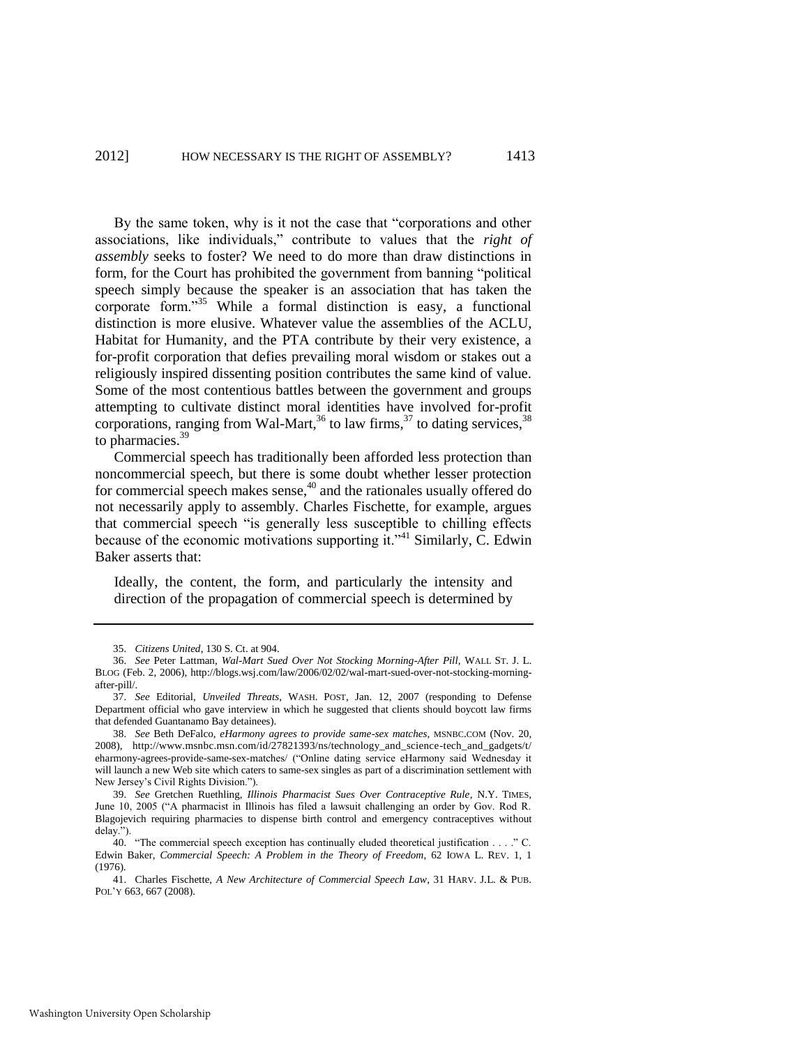By the same token, why is it not the case that "corporations and other associations, like individuals," contribute to values that the *right of assembly* seeks to foster? We need to do more than draw distinctions in form, for the Court has prohibited the government from banning "political speech simply because the speaker is an association that has taken the corporate form."[35] While a formal distinction is easy, a functional distinction is more elusive. Whatever value the assemblies of the ACLU, Habitat for Humanity, and the PTA contribute by their very existence, a for-profit corporation that defies prevailing moral wisdom or stakes out a religiously inspired dissenting position contributes the same kind of value. Some of the most contentious battles between the government and groups attempting to cultivate distinct moral identities have involved for-profit corporations, ranging from Wal-Mart,[36] to law firms,[37] to dating services,[38] to pharmacies.[39]

Commercial speech has traditionally been afforded less protection than noncommercial speech, but there is some doubt whether lesser protection for commercial speech makes sense,[40] and the rationales usually offered do not necessarily apply to assembly. Charles Fischette, for example, argues that commercial speech "is generally less susceptible to chilling effects because of the economic motivations supporting it."[41] Similarly, C. Edwin Baker asserts that:

> Ideally, the content, the form, and particularly the intensity and direction of the propagation of commercial speech is determined by

---

35. *Citizens United*, 130 S. Ct. at 904.

36. *See* Peter Lattman, *Wal-Mart Sued Over Not Stocking Morning-After Pill*, WALL ST. J. L. BLOG (Feb. 2, 2006), http://blogs.wsj.com/law/2006/02/02/wal-mart-sued-over-not-stocking-morning-after-pill/.

37. *See* Editorial, *Unveiled Threats*, WASH. POST, Jan. 12, 2007 (responding to Defense Department official who gave interview in which he suggested that clients should boycott law firms that defended Guantanamo Bay detainees).

38. *See* Beth DeFalco, *eHarmony agrees to provide same-sex matches*, MSNBC.COM (Nov. 20, 2008), http://www.msnbc.msn.com/id/27821393/ns/technology_and_science-tech_and_gadgets/t/eharmony-agrees-provide-same-sex-matches/ ("Online dating service eHarmony said Wednesday it will launch a new Web site which caters to same-sex singles as part of a discrimination settlement with New Jersey's Civil Rights Division.").

39. *See* Gretchen Ruethling, *Illinois Pharmacist Sues Over Contraceptive Rule*, N.Y. TIMES, June 10, 2005 ("A pharmacist in Illinois has filed a lawsuit challenging an order by Gov. Rod R. Blagojevich requiring pharmacies to dispense birth control and emergency contraceptives without delay.").

40. "The commercial speech exception has continually eluded theoretical justification . . . ." C. Edwin Baker, *Commercial Speech: A Problem in the Theory of Freedom*, 62 IOWA L. REV. 1, 1 (1976).

41. Charles Fischette, *A New Architecture of Commercial Speech Law*, 31 HARV. J.L. & PUB. POL'Y 663, 667 (2008).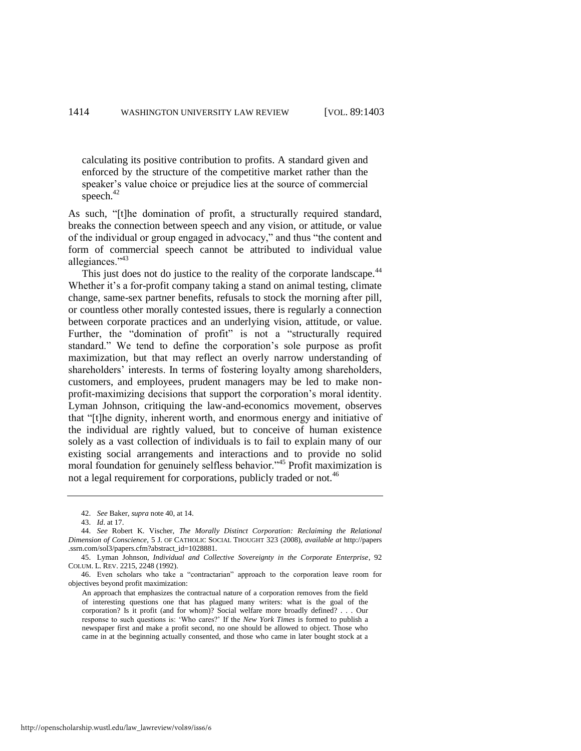> calculating its positive contribution to profits. A standard given and enforced by the structure of the competitive market rather than the speaker's value choice or prejudice lies at the source of commercial speech.[42]

As such, "[t]he domination of profit, a structurally required standard, breaks the connection between speech and any vision, or attitude, or value of the individual or group engaged in advocacy," and thus "the content and form of commercial speech cannot be attributed to individual value allegiances."[43]

This just does not do justice to the reality of the corporate landscape.[44] Whether it's a for-profit company taking a stand on animal testing, climate change, same-sex partner benefits, refusals to stock the morning after pill, or countless other morally contested issues, there is regularly a connection between corporate practices and an underlying vision, attitude, or value. Further, the "domination of profit" is not a "structurally required standard." We tend to define the corporation's sole purpose as profit maximization, but that may reflect an overly narrow understanding of shareholders' interests. In terms of fostering loyalty among shareholders, customers, and employees, prudent managers may be led to make non-profit-maximizing decisions that support the corporation's moral identity. Lyman Johnson, critiquing the law-and-economics movement, observes that "[t]he dignity, inherent worth, and enormous energy and initiative of the individual are rightly valued, but to conceive of human existence solely as a vast collection of individuals is to fail to explain many of our existing social arrangements and interactions and to provide no solid moral foundation for genuinely selfless behavior."[45] Profit maximization is not a legal requirement for corporations, publicly traded or not.[46]

---

42. *See* Baker, *supra* note 40, at 14.

43. *Id*. at 17.

44. *See* Robert K. Vischer, *The Morally Distinct Corporation: Reclaiming the Relational Dimension of Conscience*, 5 J. OF CATHOLIC SOCIAL THOUGHT 323 (2008), *available at* http://papers.ssrn.com/sol3/papers.cfm?abstract_id=1028881.

45. Lyman Johnson, *Individual and Collective Sovereignty in the Corporate Enterprise*, 92 COLUM. L. REV. 2215, 2248 (1992).

46. Even scholars who take a "contractarian" approach to the corporation leave room for objectives beyond profit maximization:

> An approach that emphasizes the contractual nature of a corporation removes from the field of interesting questions one that has plagued many writers: what is the goal of the corporation? Is it profit (and for whom)? Social welfare more broadly defined? . . . Our response to such questions is: 'Who cares?' If the *New York Times* is formed to publish a newspaper first and make a profit second, no one should be allowed to object. Those who came in at the beginning actually consented, and those who came in later bought stock at a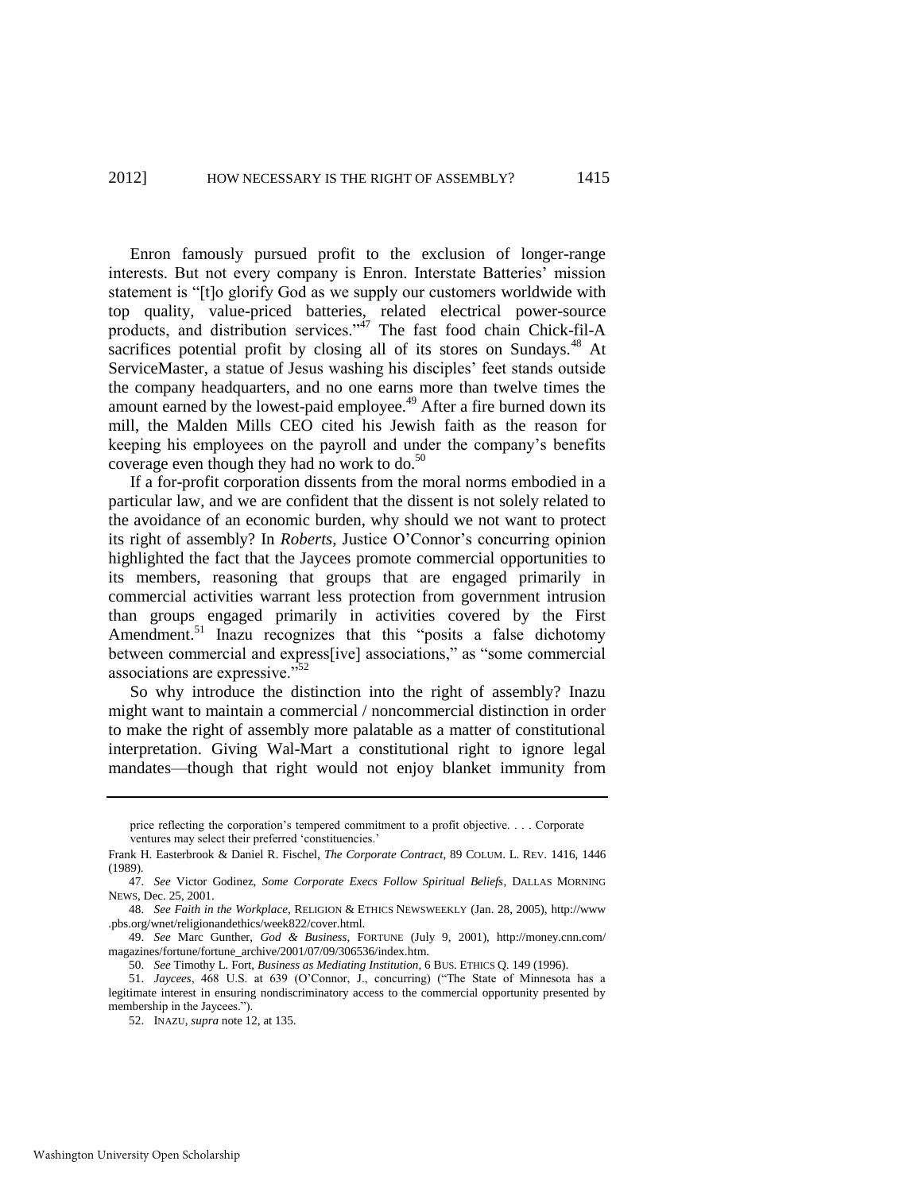Enron famously pursued profit to the exclusion of longer-range interests. But not every company is Enron. Interstate Batteries' mission statement is "[t]o glorify God as we supply our customers worldwide with top quality, value-priced batteries, related electrical power-source products, and distribution services."[47] The fast food chain Chick-fil-A sacrifices potential profit by closing all of its stores on Sundays.[48] At ServiceMaster, a statue of Jesus washing his disciples' feet stands outside the company headquarters, and no one earns more than twelve times the amount earned by the lowest-paid employee.[49] After a fire burned down its mill, the Malden Mills CEO cited his Jewish faith as the reason for keeping his employees on the payroll and under the company's benefits coverage even though they had no work to do.[50]

If a for-profit corporation dissents from the moral norms embodied in a particular law, and we are confident that the dissent is not solely related to the avoidance of an economic burden, why should we not want to protect its right of assembly? In *Roberts*, Justice O'Connor's concurring opinion highlighted the fact that the Jaycees promote commercial opportunities to its members, reasoning that groups that are engaged primarily in commercial activities warrant less protection from government intrusion than groups engaged primarily in activities covered by the First Amendment.[51] Inazu recognizes that this "posits a false dichotomy between commercial and express[ive] associations," as "some commercial associations are expressive."[52]

So why introduce the distinction into the right of assembly? Inazu might want to maintain a commercial / noncommercial distinction in order to make the right of assembly more palatable as a matter of constitutional interpretation. Giving Wal-Mart a constitutional right to ignore legal mandates—though that right would not enjoy blanket immunity from

---

price reflecting the corporation's tempered commitment to a profit objective. . . . Corporate ventures may select their preferred 'constituencies.'

Frank H. Easterbrook & Daniel R. Fischel, *The Corporate Contract*, 89 COLUM. L. REV. 1416, 1446 (1989).

47. *See* Victor Godinez, *Some Corporate Execs Follow Spiritual Beliefs*, DALLAS MORNING NEWS, Dec. 25, 2001.

48. *See Faith in the Workplace*, RELIGION & ETHICS NEWSWEEKLY (Jan. 28, 2005), http://www.pbs.org/wnet/religionandethics/week822/cover.html.

49. *See* Marc Gunther, *God & Business*, FORTUNE (July 9, 2001), http://money.cnn.com/magazines/fortune/fortune_archive/2001/07/09/306536/index.htm.

50. *See* Timothy L. Fort, *Business as Mediating Institution*, 6 BUS. ETHICS Q. 149 (1996).

51. *Jaycees*, 468 U.S. at 639 (O'Connor, J., concurring) ("The State of Minnesota has a legitimate interest in ensuring nondiscriminatory access to the commercial opportunity presented by membership in the Jaycees.").

52. INAZU, *supra* note 12, at 135.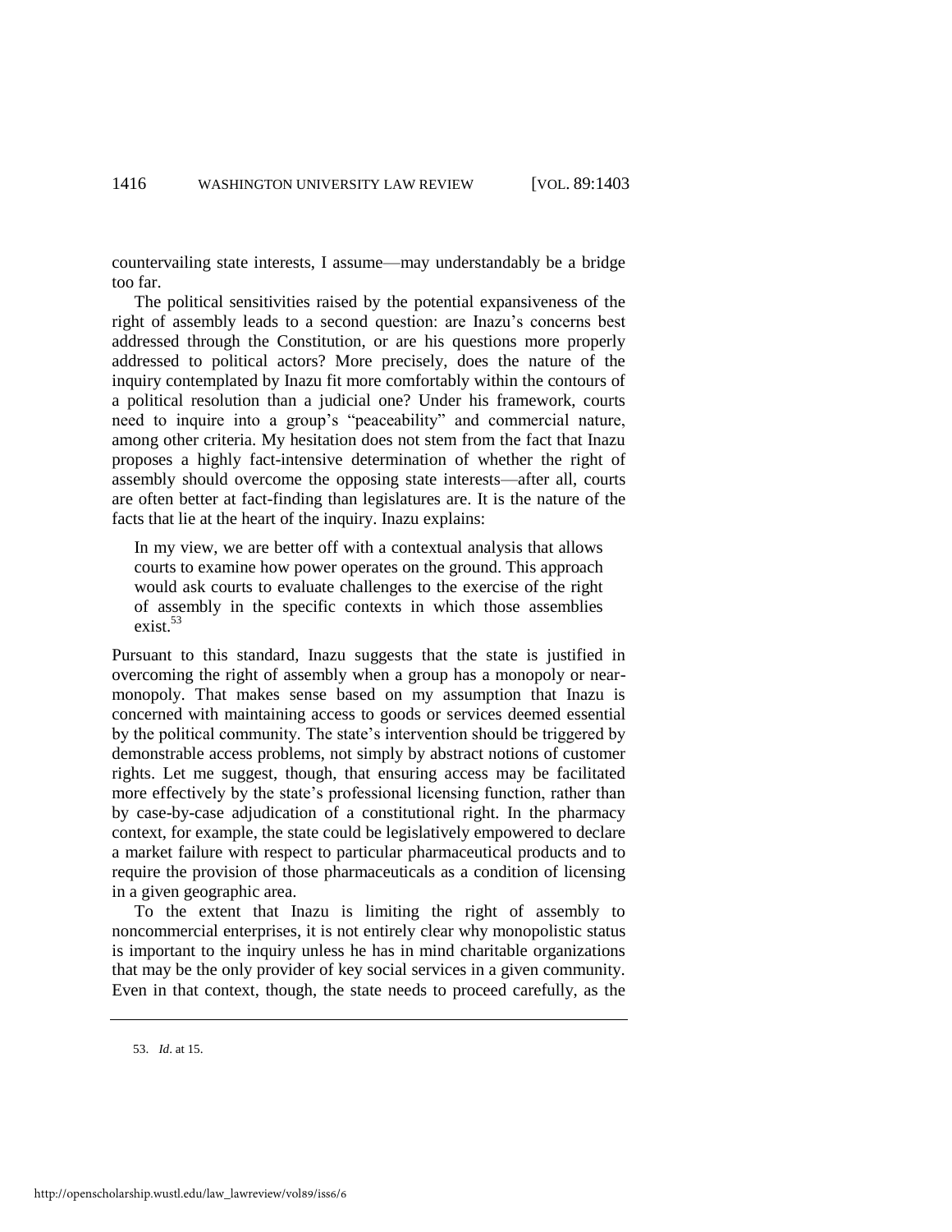countervailing state interests, I assume—may understandably be a bridge too far.

The political sensitivities raised by the potential expansiveness of the right of assembly leads to a second question: are Inazu's concerns best addressed through the Constitution, or are his questions more properly addressed to political actors? More precisely, does the nature of the inquiry contemplated by Inazu fit more comfortably within the contours of a political resolution than a judicial one? Under his framework, courts need to inquire into a group's "peaceability" and commercial nature, among other criteria. My hesitation does not stem from the fact that Inazu proposes a highly fact-intensive determination of whether the right of assembly should overcome the opposing state interests—after all, courts are often better at fact-finding than legislatures are. It is the nature of the facts that lie at the heart of the inquiry. Inazu explains:

> In my view, we are better off with a contextual analysis that allows courts to examine how power operates on the ground. This approach would ask courts to evaluate challenges to the exercise of the right of assembly in the specific contexts in which those assemblies exist.[53]

Pursuant to this standard, Inazu suggests that the state is justified in overcoming the right of assembly when a group has a monopoly or near-monopoly. That makes sense based on my assumption that Inazu is concerned with maintaining access to goods or services deemed essential by the political community. The state's intervention should be triggered by demonstrable access problems, not simply by abstract notions of customer rights. Let me suggest, though, that ensuring access may be facilitated more effectively by the state's professional licensing function, rather than by case-by-case adjudication of a constitutional right. In the pharmacy context, for example, the state could be legislatively empowered to declare a market failure with respect to particular pharmaceutical products and to require the provision of those pharmaceuticals as a condition of licensing in a given geographic area.

To the extent that Inazu is limiting the right of assembly to noncommercial enterprises, it is not entirely clear why monopolistic status is important to the inquiry unless he has in mind charitable organizations that may be the only provider of key social services in a given community. Even in that context, though, the state needs to proceed carefully, as the

---

53. *Id*. at 15.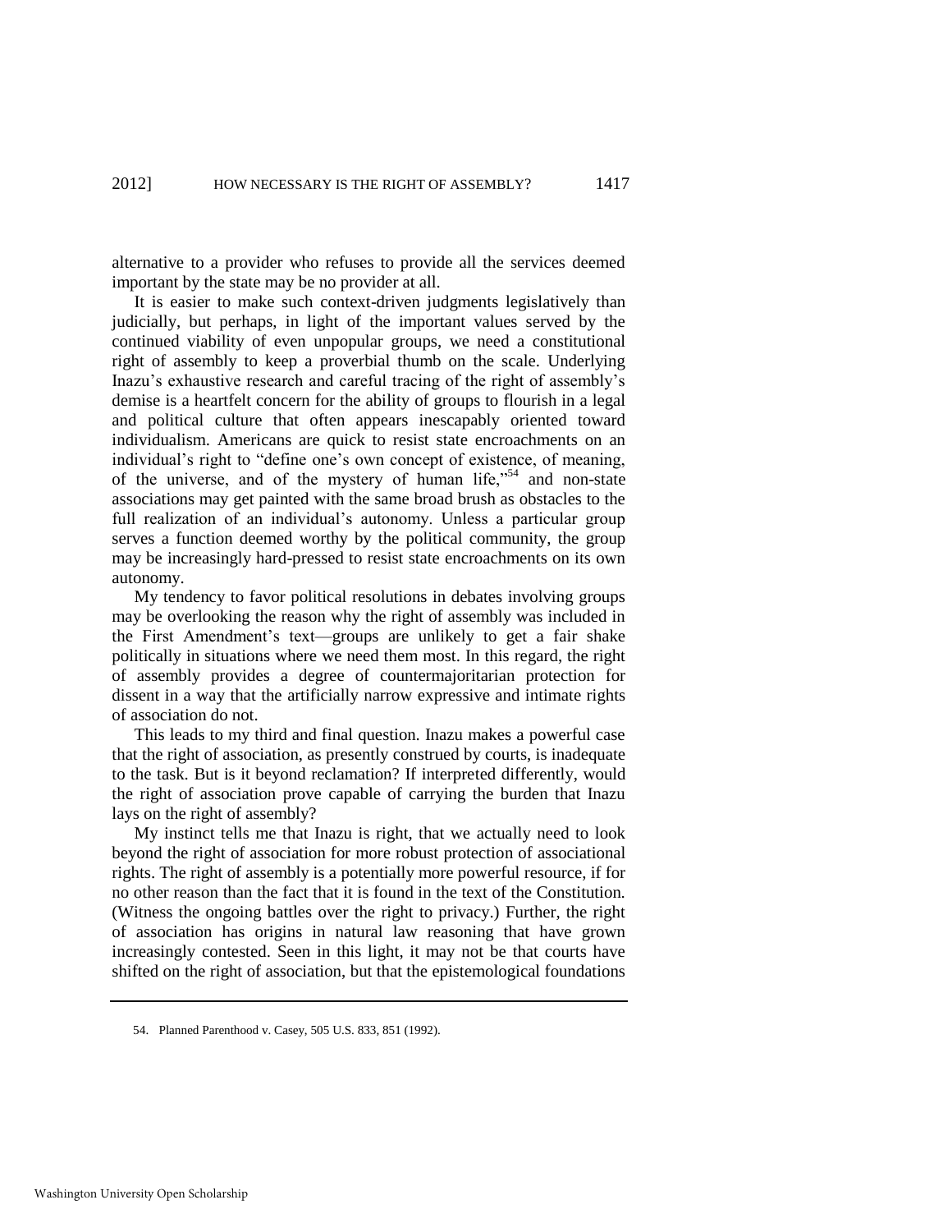alternative to a provider who refuses to provide all the services deemed important by the state may be no provider at all.

It is easier to make such context-driven judgments legislatively than judicially, but perhaps, in light of the important values served by the continued viability of even unpopular groups, we need a constitutional right of assembly to keep a proverbial thumb on the scale. Underlying Inazu's exhaustive research and careful tracing of the right of assembly's demise is a heartfelt concern for the ability of groups to flourish in a legal and political culture that often appears inescapably oriented toward individualism. Americans are quick to resist state encroachments on an individual's right to "define one's own concept of existence, of meaning, of the universe, and of the mystery of human life,"[54] and non-state associations may get painted with the same broad brush as obstacles to the full realization of an individual's autonomy. Unless a particular group serves a function deemed worthy by the political community, the group may be increasingly hard-pressed to resist state encroachments on its own autonomy.

My tendency to favor political resolutions in debates involving groups may be overlooking the reason why the right of assembly was included in the First Amendment's text—groups are unlikely to get a fair shake politically in situations where we need them most. In this regard, the right of assembly provides a degree of countermajoritarian protection for dissent in a way that the artificially narrow expressive and intimate rights of association do not.

This leads to my third and final question. Inazu makes a powerful case that the right of association, as presently construed by courts, is inadequate to the task. But is it beyond reclamation? If interpreted differently, would the right of association prove capable of carrying the burden that Inazu lays on the right of assembly?

My instinct tells me that Inazu is right, that we actually need to look beyond the right of association for more robust protection of associational rights. The right of assembly is a potentially more powerful resource, if for no other reason than the fact that it is found in the text of the Constitution. (Witness the ongoing battles over the right to privacy.) Further, the right of association has origins in natural law reasoning that have grown increasingly contested. Seen in this light, it may not be that courts have shifted on the right of association, but that the epistemological foundations

54. Planned Parenthood v. Casey, 505 U.S. 833, 851 (1992).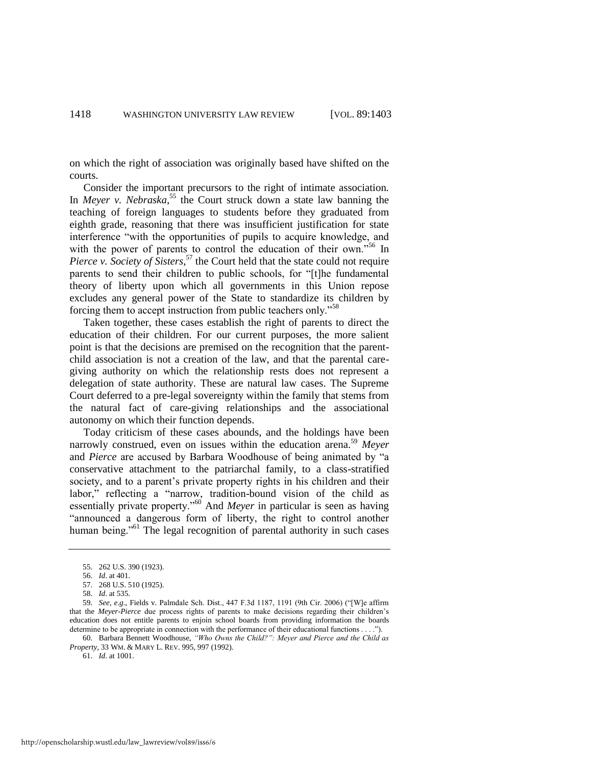on which the right of association was originally based have shifted on the courts.

Consider the important precursors to the right of intimate association. In *Meyer v. Nebraska*,[55] the Court struck down a state law banning the teaching of foreign languages to students before they graduated from eighth grade, reasoning that there was insufficient justification for state interference "with the opportunities of pupils to acquire knowledge, and with the power of parents to control the education of their own."[56] In *Pierce v. Society of Sisters*,[57] the Court held that the state could not require parents to send their children to public schools, for "[t]he fundamental theory of liberty upon which all governments in this Union repose excludes any general power of the State to standardize its children by forcing them to accept instruction from public teachers only."[58]

Taken together, these cases establish the right of parents to direct the education of their children. For our current purposes, the more salient point is that the decisions are premised on the recognition that the parent-child association is not a creation of the law, and that the parental care-giving authority on which the relationship rests does not represent a delegation of state authority. These are natural law cases. The Supreme Court deferred to a pre-legal sovereignty within the family that stems from the natural fact of care-giving relationships and the associational autonomy on which their function depends.

Today criticism of these cases abounds, and the holdings have been narrowly construed, even on issues within the education arena.[59] *Meyer* and *Pierce* are accused by Barbara Woodhouse of being animated by "a conservative attachment to the patriarchal family, to a class-stratified society, and to a parent's private property rights in his children and their labor," reflecting a "narrow, tradition-bound vision of the child as essentially private property."[60] And *Meyer* in particular is seen as having "announced a dangerous form of liberty, the right to control another human being."[61] The legal recognition of parental authority in such cases

---

55. 262 U.S. 390 (1923).

56. *Id*. at 401.

57. 268 U.S. 510 (1925).

58. *Id*. at 535.

59. *See, e.g.*, Fields v. Palmdale Sch. Dist., 447 F.3d 1187, 1191 (9th Cir. 2006) ("[W]e affirm that the *Meyer-Pierce* due process rights of parents to make decisions regarding their children's education does not entitle parents to enjoin school boards from providing information the boards determine to be appropriate in connection with the performance of their educational functions . . . .").

60. Barbara Bennett Woodhouse, *"Who Owns the Child?": Meyer and Pierce and the Child as Property*, 33 WM. & MARY L. REV. 995, 997 (1992).

61. *Id*. at 1001.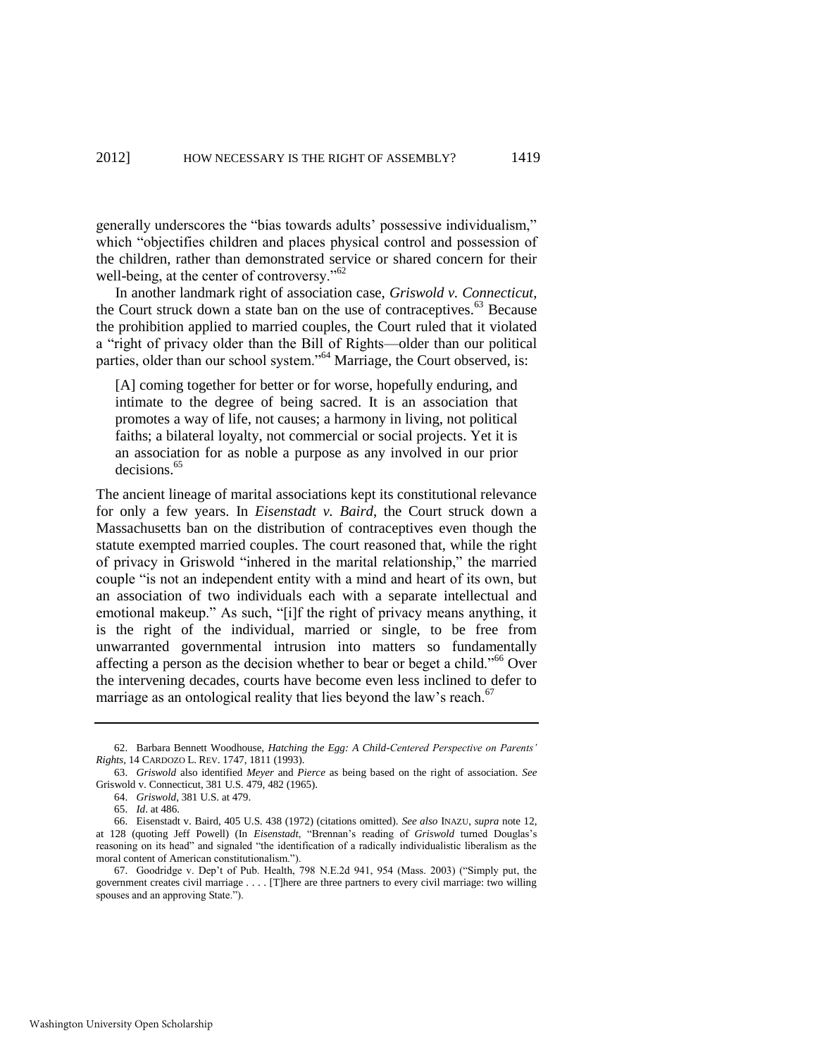generally underscores the "bias towards adults' possessive individualism," which "objectifies children and places physical control and possession of the children, rather than demonstrated service or shared concern for their well-being, at the center of controversy."[62]

In another landmark right of association case, *Griswold v. Connecticut*, the Court struck down a state ban on the use of contraceptives.[63] Because the prohibition applied to married couples, the Court ruled that it violated a "right of privacy older than the Bill of Rights—older than our political parties, older than our school system."[64] Marriage, the Court observed, is:

> [A] coming together for better or for worse, hopefully enduring, and intimate to the degree of being sacred. It is an association that promotes a way of life, not causes; a harmony in living, not political faiths; a bilateral loyalty, not commercial or social projects. Yet it is an association for as noble a purpose as any involved in our prior decisions.[65]

The ancient lineage of marital associations kept its constitutional relevance for only a few years. In *Eisenstadt v. Baird*, the Court struck down a Massachusetts ban on the distribution of contraceptives even though the statute exempted married couples. The court reasoned that, while the right of privacy in Griswold "inhered in the marital relationship," the married couple "is not an independent entity with a mind and heart of its own, but an association of two individuals each with a separate intellectual and emotional makeup." As such, "[i]f the right of privacy means anything, it is the right of the individual, married or single, to be free from unwarranted governmental intrusion into matters so fundamentally affecting a person as the decision whether to bear or beget a child."[66] Over the intervening decades, courts have become even less inclined to defer to marriage as an ontological reality that lies beyond the law's reach.[67]

---

62. Barbara Bennett Woodhouse, *Hatching the Egg: A Child-Centered Perspective on Parents' Rights*, 14 CARDOZO L. REV. 1747, 1811 (1993).

63. *Griswold* also identified *Meyer* and *Pierce* as being based on the right of association. *See* Griswold v. Connecticut, 381 U.S. 479, 482 (1965).

64. *Griswold*, 381 U.S. at 479.

65. *Id*. at 486.

66. Eisenstadt v. Baird, 405 U.S. 438 (1972) (citations omitted). *See also* INAZU, *supra* note 12, at 128 (quoting Jeff Powell) (In *Eisenstadt*, "Brennan's reading of *Griswold* turned Douglas's reasoning on its head" and signaled "the identification of a radically individualistic liberalism as the moral content of American constitutionalism.").

67. Goodridge v. Dep't of Pub. Health, 798 N.E.2d 941, 954 (Mass. 2003) ("Simply put, the government creates civil marriage . . . . [T]here are three partners to every civil marriage: two willing spouses and an approving State.").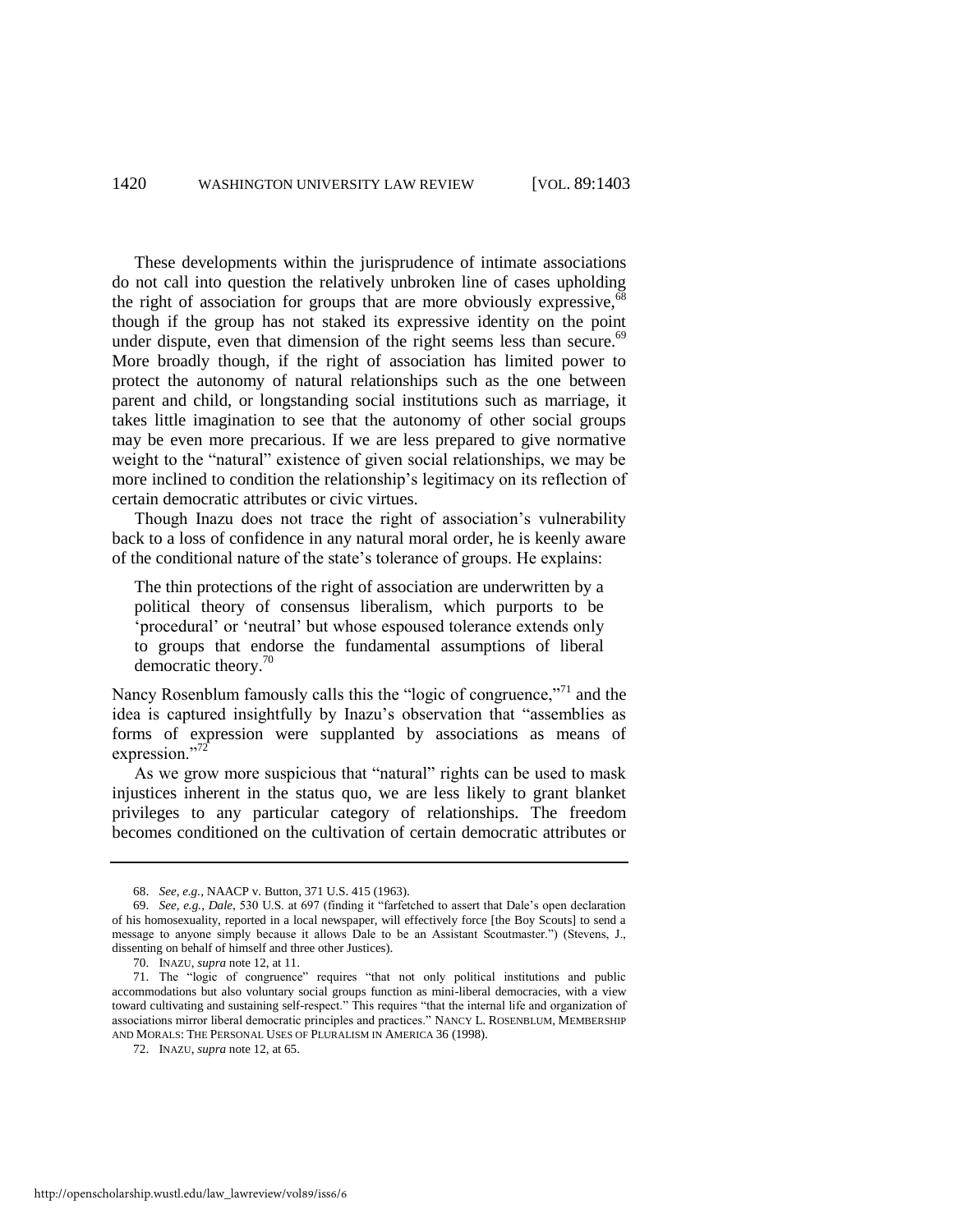These developments within the jurisprudence of intimate associations do not call into question the relatively unbroken line of cases upholding the right of association for groups that are more obviously expressive,[68] though if the group has not staked its expressive identity on the point under dispute, even that dimension of the right seems less than secure.[69] More broadly though, if the right of association has limited power to protect the autonomy of natural relationships such as the one between parent and child, or longstanding social institutions such as marriage, it takes little imagination to see that the autonomy of other social groups may be even more precarious. If we are less prepared to give normative weight to the "natural" existence of given social relationships, we may be more inclined to condition the relationship's legitimacy on its reflection of certain democratic attributes or civic virtues.

Though Inazu does not trace the right of association's vulnerability back to a loss of confidence in any natural moral order, he is keenly aware of the conditional nature of the state's tolerance of groups. He explains:

> The thin protections of the right of association are underwritten by a political theory of consensus liberalism, which purports to be 'procedural' or 'neutral' but whose espoused tolerance extends only to groups that endorse the fundamental assumptions of liberal democratic theory.[70]

Nancy Rosenblum famously calls this the "logic of congruence,"[71] and the idea is captured insightfully by Inazu's observation that "assemblies as forms of expression were supplanted by associations as means of expression."[72]

As we grow more suspicious that "natural" rights can be used to mask injustices inherent in the status quo, we are less likely to grant blanket privileges to any particular category of relationships. The freedom becomes conditioned on the cultivation of certain democratic attributes or

---

68. *See, e.g.*, NAACP v. Button, 371 U.S. 415 (1963).

69. *See, e.g.*, *Dale*, 530 U.S. at 697 (finding it "farfetched to assert that Dale's open declaration of his homosexuality, reported in a local newspaper, will effectively force [the Boy Scouts] to send a message to anyone simply because it allows Dale to be an Assistant Scoutmaster.") (Stevens, J., dissenting on behalf of himself and three other Justices).

70. INAZU, *supra* note 12, at 11.

71. The "logic of congruence" requires "that not only political institutions and public accommodations but also voluntary social groups function as mini-liberal democracies, with a view toward cultivating and sustaining self-respect." This requires "that the internal life and organization of associations mirror liberal democratic principles and practices." NANCY L. ROSENBLUM, MEMBERSHIP AND MORALS: THE PERSONAL USES OF PLURALISM IN AMERICA 36 (1998).

72. INAZU, *supra* note 12, at 65.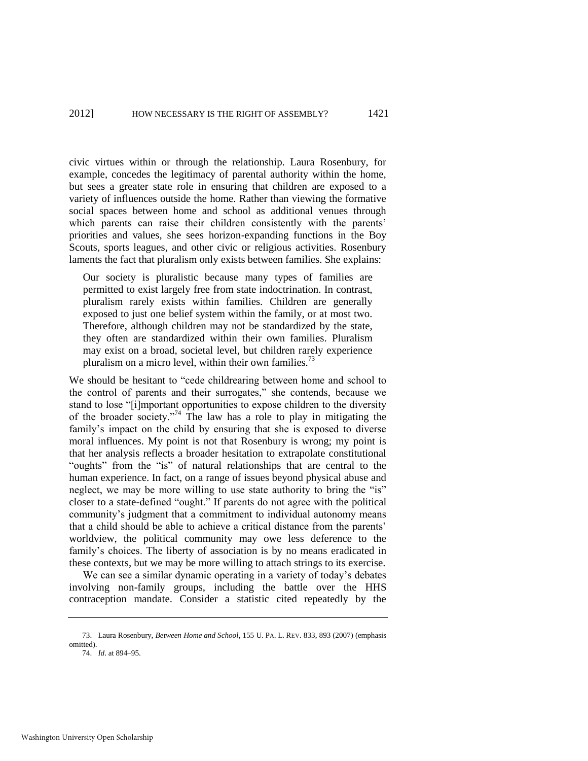civic virtues within or through the relationship. Laura Rosenbury, for example, concedes the legitimacy of parental authority within the home, but sees a greater state role in ensuring that children are exposed to a variety of influences outside the home. Rather than viewing the formative social spaces between home and school as additional venues through which parents can raise their children consistently with the parents' priorities and values, she sees horizon-expanding functions in the Boy Scouts, sports leagues, and other civic or religious activities. Rosenbury laments the fact that pluralism only exists between families. She explains:

> Our society is pluralistic because many types of families are permitted to exist largely free from state indoctrination. In contrast, pluralism rarely exists within families. Children are generally exposed to just one belief system within the family, or at most two. Therefore, although children may not be standardized by the state, they often are standardized within their own families. Pluralism may exist on a broad, societal level, but children rarely experience pluralism on a micro level, within their own families.[73]

We should be hesitant to "cede childrearing between home and school to the control of parents and their surrogates," she contends, because we stand to lose "[i]mportant opportunities to expose children to the diversity of the broader society."[74] The law has a role to play in mitigating the family's impact on the child by ensuring that she is exposed to diverse moral influences. My point is not that Rosenbury is wrong; my point is that her analysis reflects a broader hesitation to extrapolate constitutional "oughts" from the "is" of natural relationships that are central to the human experience. In fact, on a range of issues beyond physical abuse and neglect, we may be more willing to use state authority to bring the "is" closer to a state-defined "ought." If parents do not agree with the political community's judgment that a commitment to individual autonomy means that a child should be able to achieve a critical distance from the parents' worldview, the political community may owe less deference to the family's choices. The liberty of association is by no means eradicated in these contexts, but we may be more willing to attach strings to its exercise.

We can see a similar dynamic operating in a variety of today's debates involving non-family groups, including the battle over the HHS contraception mandate. Consider a statistic cited repeatedly by the

---

73. Laura Rosenbury, *Between Home and School*, 155 U. PA. L. REV. 833, 893 (2007) (emphasis omitted).

74. *Id*. at 894–95.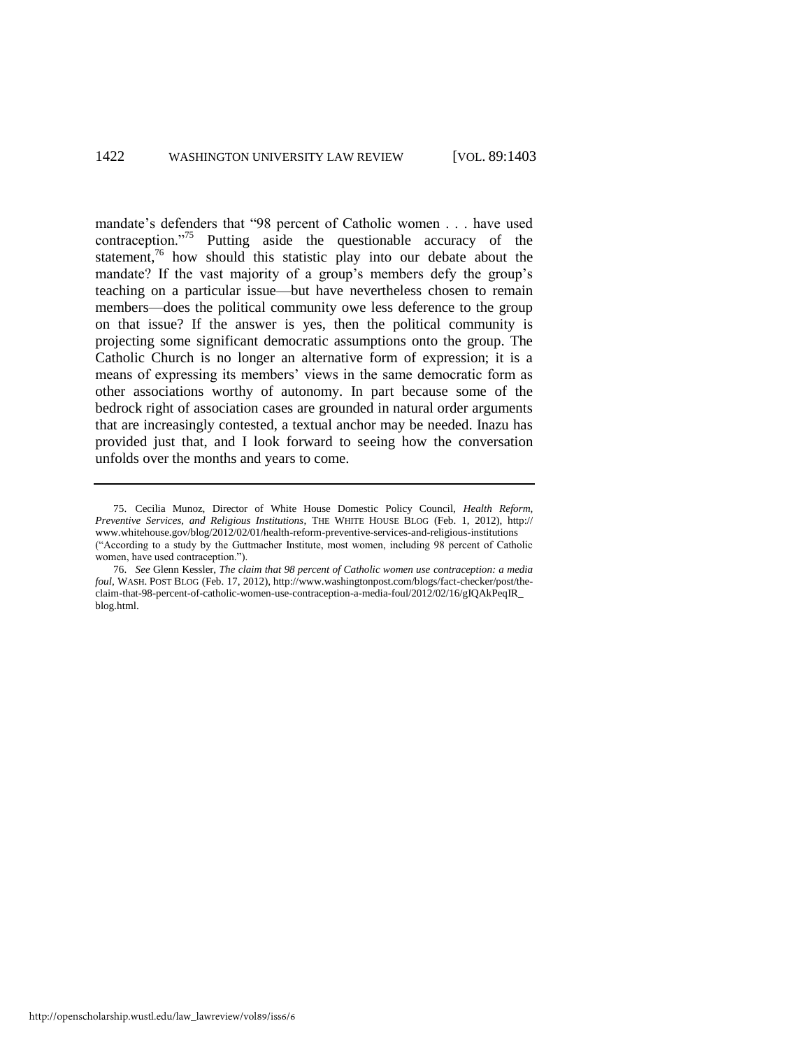mandate's defenders that "98 percent of Catholic women . . . have used contraception."[75] Putting aside the questionable accuracy of the statement,[76] how should this statistic play into our debate about the mandate? If the vast majority of a group's members defy the group's teaching on a particular issue—but have nevertheless chosen to remain members—does the political community owe less deference to the group on that issue? If the answer is yes, then the political community is projecting some significant democratic assumptions onto the group. The Catholic Church is no longer an alternative form of expression; it is a means of expressing its members' views in the same democratic form as other associations worthy of autonomy. In part because some of the bedrock right of association cases are grounded in natural order arguments that are increasingly contested, a textual anchor may be needed. Inazu has provided just that, and I look forward to seeing how the conversation unfolds over the months and years to come.

---

75. Cecilia Munoz, Director of White House Domestic Policy Council, *Health Reform, Preventive Services, and Religious Institutions*, THE WHITE HOUSE BLOG (Feb. 1, 2012), http://www.whitehouse.gov/blog/2012/02/01/health-reform-preventive-services-and-religious-institutions ("According to a study by the Guttmacher Institute, most women, including 98 percent of Catholic women, have used contraception.").

76. *See* Glenn Kessler, *The claim that 98 percent of Catholic women use contraception: a media foul*, WASH. POST BLOG (Feb. 17, 2012), http://www.washingtonpost.com/blogs/fact-checker/post/the-claim-that-98-percent-of-catholic-women-use-contraception-a-media-foul/2012/02/16/gIQAkPeqIR_blog.html.